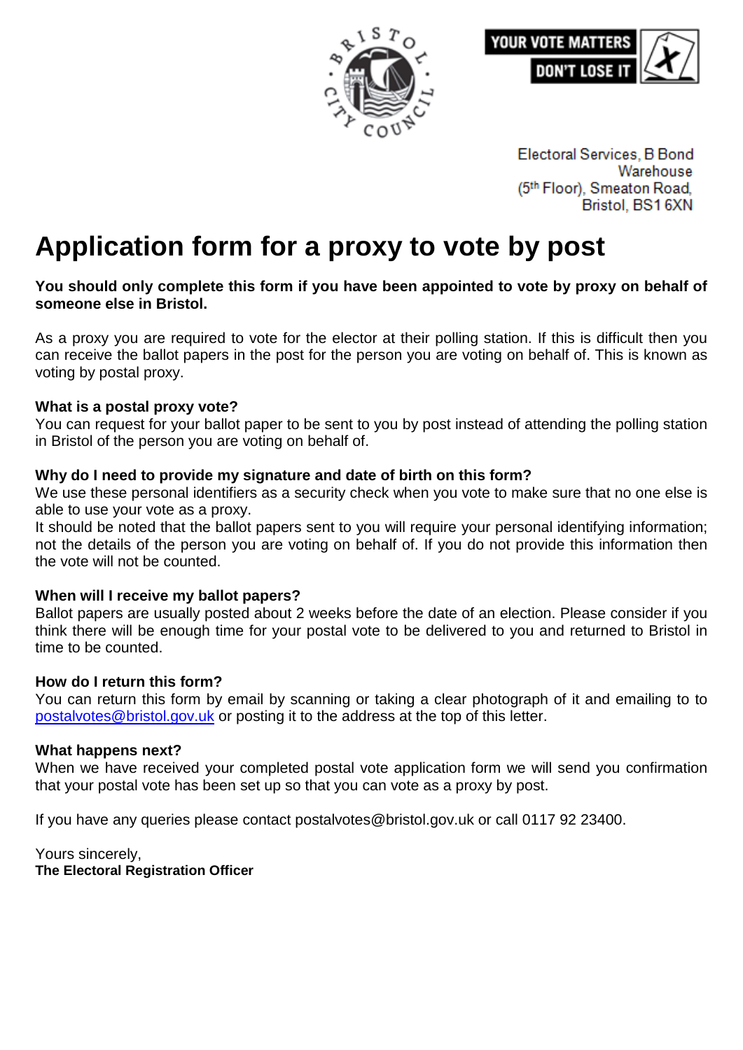YOUR VOTE MATTERS
DON'T LOSE IT

Electoral Services, B Bond Warehouse
(5th Floor), Smeaton Road,
Bristol, BS1 6XN

# Application form for a proxy to vote by post

**You should only complete this form if you have been appointed to vote by proxy on behalf of someone else in Bristol.**

As a proxy you are required to vote for the elector at their polling station. If this is difficult then you can receive the ballot papers in the post for the person you are voting on behalf of. This is known as voting by postal proxy.

**What is a postal proxy vote?**
You can request for your ballot paper to be sent to you by post instead of attending the polling station in Bristol of the person you are voting on behalf of.

**Why do I need to provide my signature and date of birth on this form?**
We use these personal identifiers as a security check when you vote to make sure that no one else is able to use your vote as a proxy.
It should be noted that the ballot papers sent to you will require your personal identifying information; not the details of the person you are voting on behalf of. If you do not provide this information then the vote will not be counted.

**When will I receive my ballot papers?**
Ballot papers are usually posted about 2 weeks before the date of an election. Please consider if you think there will be enough time for your postal vote to be delivered to you and returned to Bristol in time to be counted.

**How do I return this form?**
You can return this form by email by scanning or taking a clear photograph of it and emailing to to postalvotes@bristol.gov.uk or posting it to the address at the top of this letter.

**What happens next?**
When we have received your completed postal vote application form we will send you confirmation that your postal vote has been set up so that you can vote as a proxy by post.

If you have any queries please contact postalvotes@bristol.gov.uk or call 0117 92 23400.

Yours sincerely,
**The Electoral Registration Officer**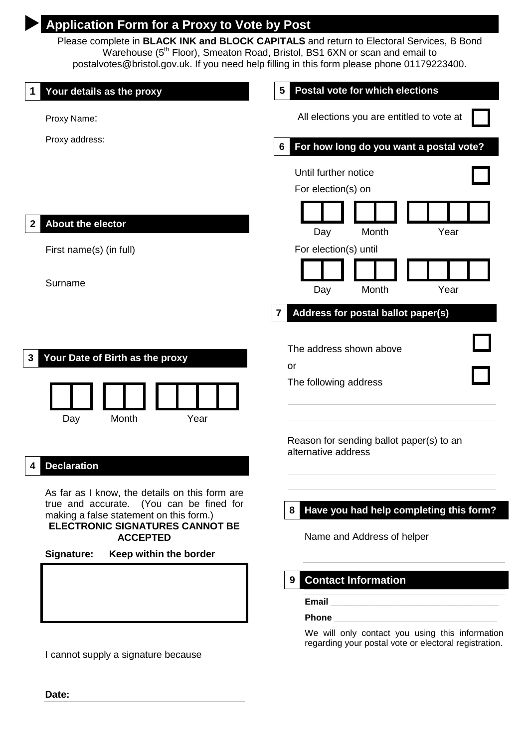# Application Form for a Proxy to Vote by Post

Please complete in **BLACK INK and BLOCK CAPITALS** and return to Electoral Services, B Bond Warehouse (5th Floor), Smeaton Road, Bristol, BS1 6XN or scan and email to postalvotes@bristol.gov.uk. If you need help filling in this form please phone 01179223400.

## 1 Your details as the proxy

Proxy Name:

Proxy address:

## 2 About the elector

First name(s) (in full)

Surname

## 3 Your Date of Birth as the proxy

Day Month Year

## 4 Declaration

As far as I know, the details on this form are true and accurate. (You can be fined for making a false statement on this form.)

**ELECTRONIC SIGNATURES CANNOT BE ACCEPTED**

**Signature: Keep within the border**

I cannot supply a signature because

**Date:**

## 5 Postal vote for which elections

All elections you are entitled to vote at ☐

## 6 For how long do you want a postal vote?

Until further notice ☐

For election(s) on

Day Month Year

For election(s) until

Day Month Year

## 7 Address for postal ballot paper(s)

The address shown above ☐

or

The following address ☐

Reason for sending ballot paper(s) to an alternative address

## 8 Have you had help completing this form?

Name and Address of helper

## 9 Contact Information

**Email**

**Phone**

We will only contact you using this information regarding your postal vote or electoral registration.